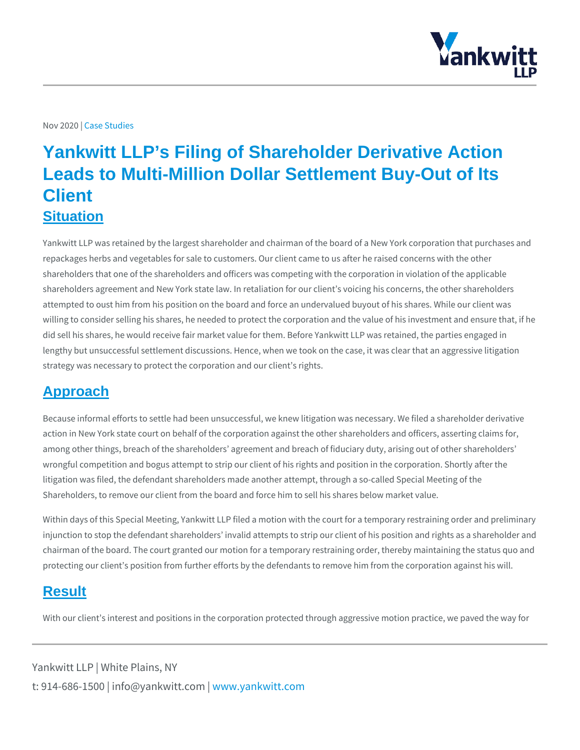Nov 2020 | Case Studies

# Yankwitt LLP's Filing of Shareholder Derivative Action Leads to Multi-Million Dollar Settlement Buy-Out of Its Client

## Situation

Yankwitt LLP was retained by the largest shareholder and chairman of the board of a New York corporation that purchases and repackages herbs and vegetables for sale to customers. Our client came to us after he raised concerns with the other shareholders that one of the shareholders and officers was competing with the corporation in violation of the applicable shareholders agreement and New York state law. In retaliation for our client's voicing his concerns, the other shareholders attempted to oust him from his position on the board and force an undervalued buyout of his shares. While our client was willing to consider selling his shares, he needed to protect the corporation and the value of his investment and ensure that, if he did sell his shares, he would receive fair market value for them. Before Yankwitt LLP was retained, the parties engaged in lengthy but unsuccessful settlement discussions. Hence, when we took on the case, it was clear that an aggressive litigation strategy was necessary to protect the corporation and our client's rights.

## Approach

Because informal efforts to settle had been unsuccessful, we knew litigation was necessary. We filed a shareholder derivative action in New York state court on behalf of the corporation against the other shareholders and officers, asserting claims for, among other things, breach of the shareholders' agreement and breach of fiduciary duty, arising out of other shareholders' wrongful competition and bogus attempt to strip our client of his rights and position in the corporation. Shortly after the litigation was filed, the defendant shareholders made another attempt, through a so-called Special Meeting of the Shareholders, to remove our client from the board and force him to sell his shares below market value.

Within days of this Special Meeting, Yankwitt LLP filed a motion with the court for a temporary restraining order and preliminary injunction to stop the defendant shareholders' invalid attempts to strip our client of his position and rights as a shareholder and chairman of the board. The court granted our motion for a temporary restraining order, thereby maintaining the status quo and protecting our client's position from further efforts by the defendants to remove him from the corporation against his will.

## Result

With our client's interest and positions in the corporation protected through aggressive motion practice, we paved the way for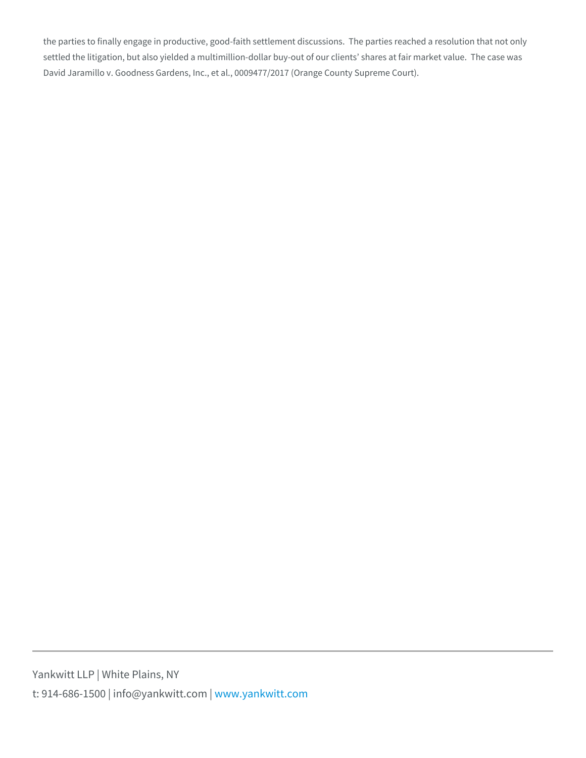the parties to finally engage in productive, good-faith settlement discussions. The parties reached a resolution that not only settled the litigation, but also yielded a multimillion-dollar buy-out of our clients' shares at fair market value. The case was David Jaramillo v. Goodness Gardens, Inc., et al., 0009477/2017 (Orange County Supreme Court).